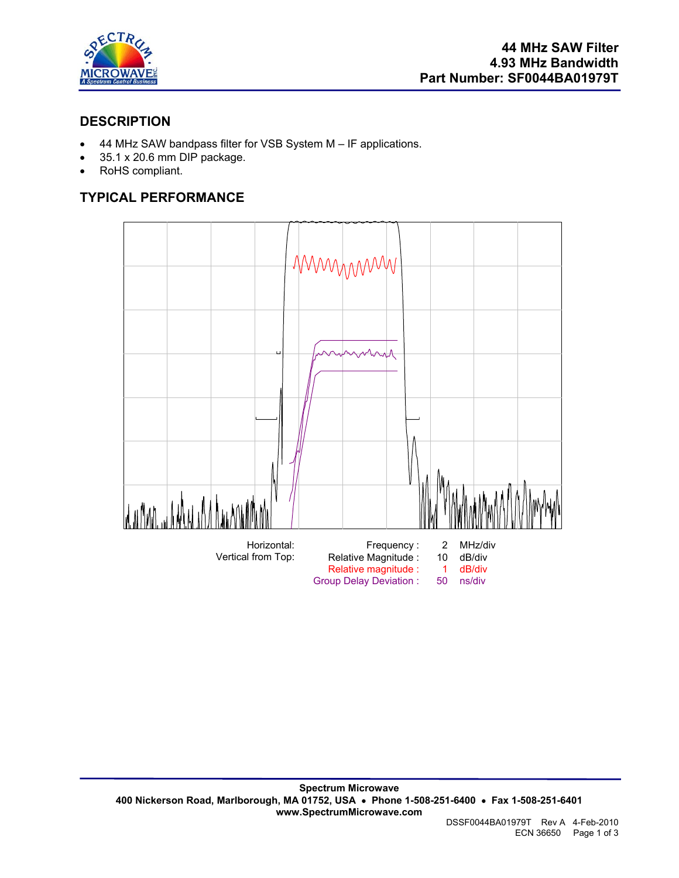# 44 MHz SAW Filter
# 4.93 MHz Bandwidth
# Part Number: SF0044BA01979T

## DESCRIPTION

- 44 MHz SAW bandpass filter for VSB System M – IF applications.
- 35.1 x 20.6 mm DIP package.
- RoHS compliant.

## TYPICAL PERFORMANCE

| | | | |
|---|---|---|---|
| Horizontal: | Frequency : | 2 | MHz/div |
| Vertical from Top: | Relative Magnitude : | 10 | dB/div |
| | Relative magnitude : | 1 | dB/div |
| | Group Delay Deviation : | 50 | ns/div |

**Spectrum Microwave**
**400 Nickerson Road, Marlborough, MA 01752, USA • Phone 1-508-251-6400 • Fax 1-508-251-6401**
**www.SpectrumMicrowave.com**

DSSF0044BA01979T Rev A 4-Feb-2010
ECN 36650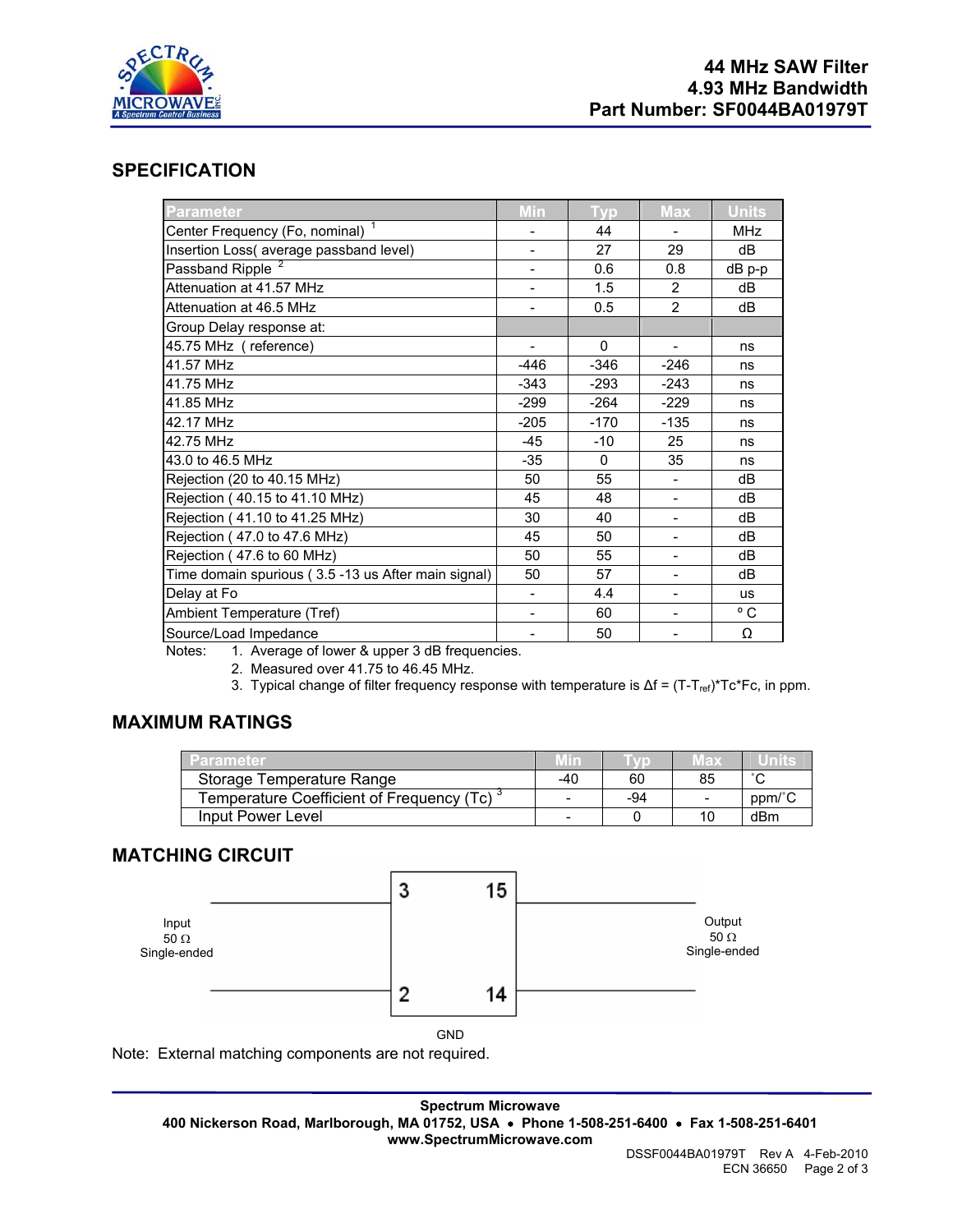# 44 MHz SAW Filter
# 4.93 MHz Bandwidth
# Part Number: SF0044BA01979T

## SPECIFICATION

| Parameter | Min | Typ | Max | Units |
|---|---|---|---|---|
| Center Frequency (Fo, nominal) [1] | - | 44 | - | MHz |
| Insertion Loss( average passband level) | - | 27 | 29 | dB |
| Passband Ripple [2] | - | 0.6 | 0.8 | dB p-p |
| Attenuation at 41.57 MHz | - | 1.5 | 2 | dB |
| Attenuation at 46.5 MHz | - | 0.5 | 2 | dB |
| Group Delay response at: | | | | |
| 45.75 MHz ( reference) | - | 0 | - | ns |
| 41.57 MHz | -446 | -346 | -246 | ns |
| 41.75 MHz | -343 | -293 | -243 | ns |
| 41.85 MHz | -299 | -264 | -229 | ns |
| 42.17 MHz | -205 | -170 | -135 | ns |
| 42.75 MHz | -45 | -10 | 25 | ns |
| 43.0 to 46.5 MHz | -35 | 0 | 35 | ns |
| Rejection (20 to 40.15 MHz) | 50 | 55 | - | dB |
| Rejection ( 40.15 to 41.10 MHz) | 45 | 48 | - | dB |
| Rejection ( 41.10 to 41.25 MHz) | 30 | 40 | - | dB |
| Rejection ( 47.0 to 47.6 MHz) | 45 | 50 | - | dB |
| Rejection ( 47.6 to 60 MHz) | 50 | 55 | - | dB |
| Time domain spurious ( 3.5 -13 us After main signal) | 50 | 57 | - | dB |
| Delay at Fo | - | 4.4 | - | us |
| Ambient Temperature (Tref) | - | 60 | - | ° C |
| Source/Load Impedance | - | 50 | - | Ω |

Notes:
1. Average of lower & upper 3 dB frequencies.
2. Measured over 41.75 to 46.45 MHz.
3. Typical change of filter frequency response with temperature is $\Delta f = (T - T_{ref}) * Tc * Fc$, in ppm.

## MAXIMUM RATINGS

| Parameter | Min | Typ | Max | Units |
|---|---|---|---|---|
| Storage Temperature Range | -40 | 60 | 85 | ˚C |
| Temperature Coefficient of Frequency (Tc) [3] | - | -94 | - | ppm/˚C |
| Input Power Level | - | 0 | 10 | dBm |

## MATCHING CIRCUIT

Input 50 Ω Single-ended — pins 3, 2

Output 50 Ω Single-ended — pins 15, 14

GND

Note: External matching components are not required.

**Spectrum Microwave**
**400 Nickerson Road, Marlborough, MA 01752, USA • Phone 1-508-251-6400 • Fax 1-508-251-6401**
**www.SpectrumMicrowave.com**

DSSF0044BA01979T Rev A 4-Feb-2010
ECN 36650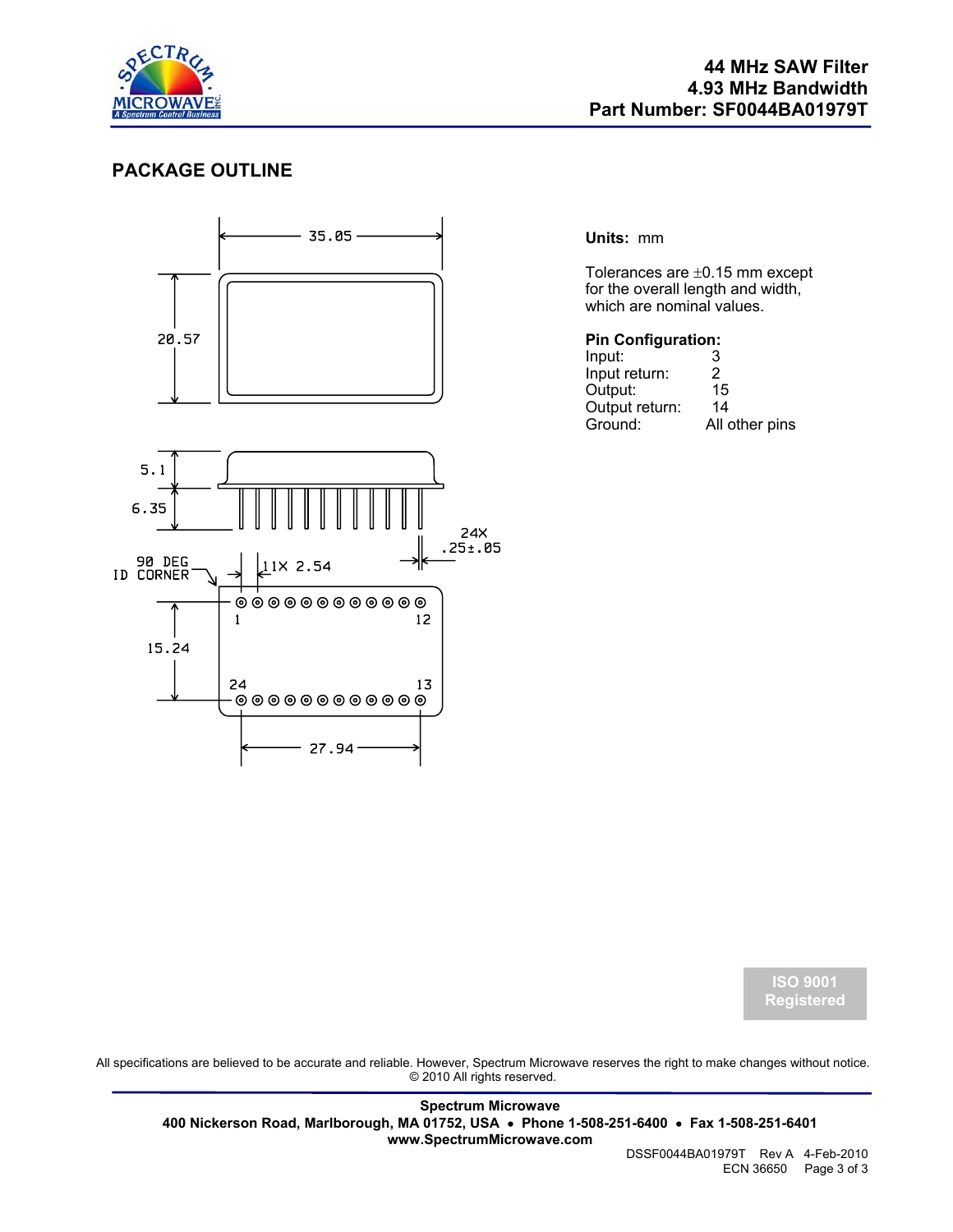**44 MHz SAW Filter**
**4.93 MHz Bandwidth**
**Part Number: SF0044BA01979T**

## PACKAGE OUTLINE

35.05
20.57
5.1
6.35
24X
.25±.05
90 DEG
ID CORNER
11X 2.54
1
12
15.24
24
13
27.94

**Units:** mm

Tolerances are ±0.15 mm except for the overall length and width, which are nominal values.

**Pin Configuration:**

| | |
|---|---|
| Input: | 3 |
| Input return: | 2 |
| Output: | 15 |
| Output return: | 14 |
| Ground: | All other pins |

ISO 9001 Registered

All specifications are believed to be accurate and reliable. However, Spectrum Microwave reserves the right to make changes without notice. © 2010 All rights reserved.

**Spectrum Microwave**
**400 Nickerson Road, Marlborough, MA 01752, USA • Phone 1-508-251-6400 • Fax 1-508-251-6401**
**www.SpectrumMicrowave.com**

DSSF0044BA01979T Rev A 4-Feb-2010
ECN 36650